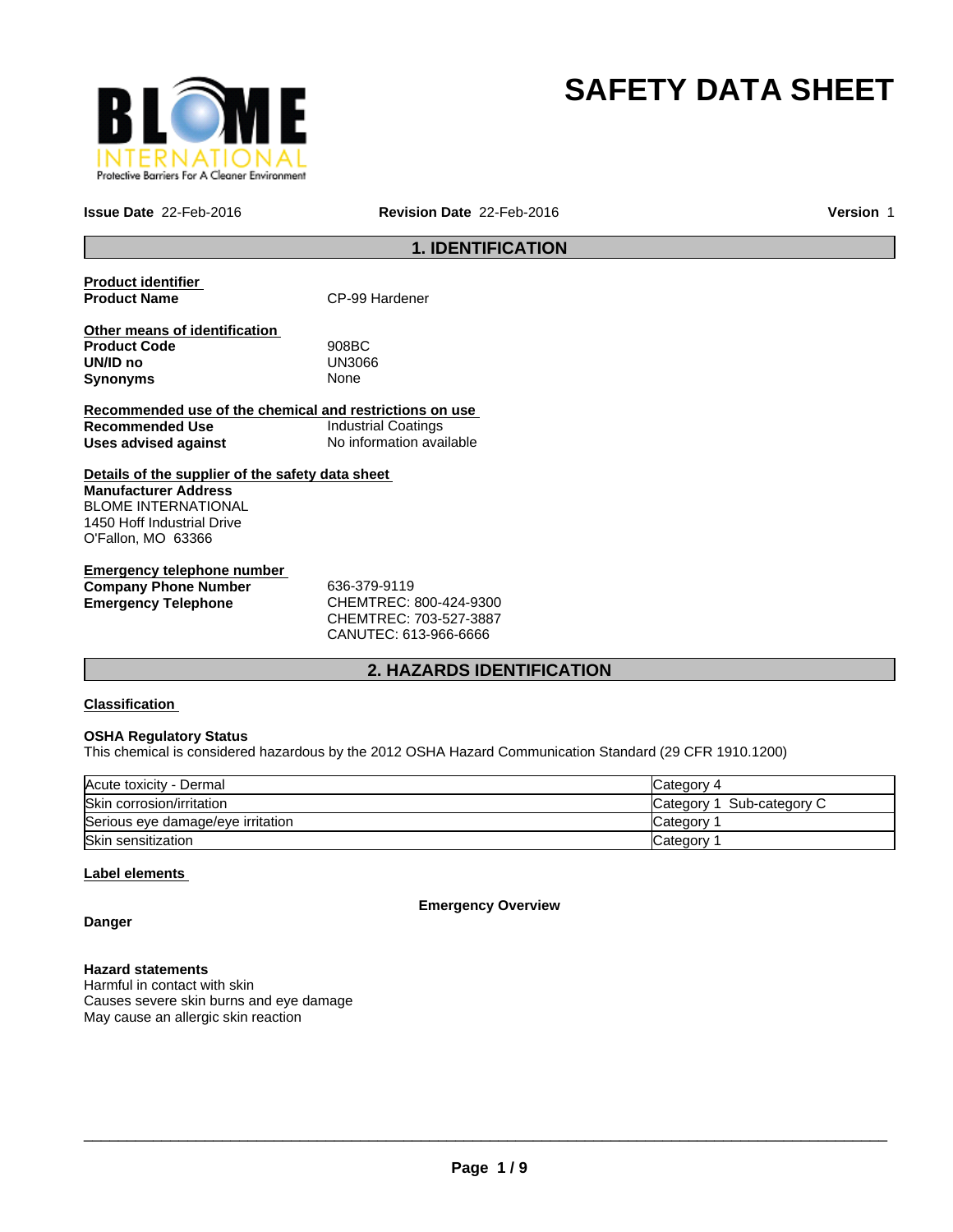# SAFETY DATA SHEET

**Issue Date** 22-Feb-2016 **Revision Date** 22-Feb-2016 **Version** 1

## 1. IDENTIFICATION

**Product identifier**

| | |
|---|---|
| **Product Name** | CP-99 Hardener |

**Other means of identification**

| | |
|---|---|
| **Product Code** | 908BC |
| **UN/ID no** | UN3066 |
| **Synonyms** | None |

**Recommended use of the chemical and restrictions on use**

| | |
|---|---|
| **Recommended Use** | Industrial Coatings |
| **Uses advised against** | No information available |

**Details of the supplier of the safety data sheet**

**Manufacturer Address**
BLOME INTERNATIONAL
1450 Hoff Industrial Drive
O'Fallon, MO 63366

**Emergency telephone number**

| | |
|---|---|
| **Company Phone Number** | 636-379-9119 |
| **Emergency Telephone** | CHEMTREC: 800-424-9300<br>CHEMTREC: 703-527-3887<br>CANUTEC: 613-966-6666 |

## 2. HAZARDS IDENTIFICATION

**Classification**

**OSHA Regulatory Status**
This chemical is considered hazardous by the 2012 OSHA Hazard Communication Standard (29 CFR 1910.1200)

| | |
|---|---|
| Acute toxicity - Dermal | Category 4 |
| Skin corrosion/irritation | Category 1 Sub-category C |
| Serious eye damage/eye irritation | Category 1 |
| Skin sensitization | Category 1 |

**Label elements**

**Emergency Overview**

**Danger**

**Hazard statements**
Harmful in contact with skin
Causes severe skin burns and eye damage
May cause an allergic skin reaction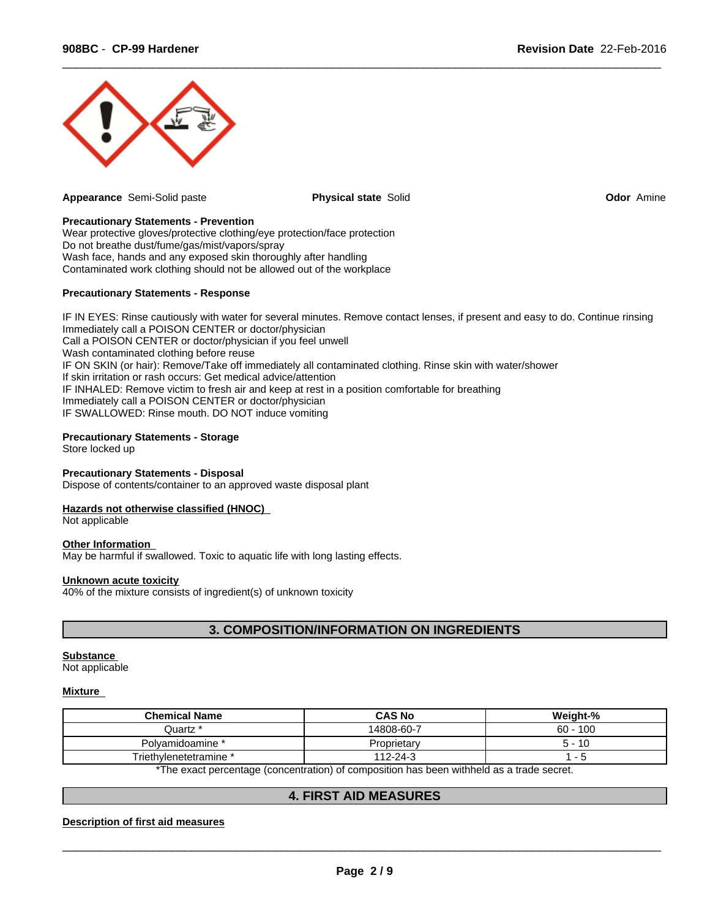**Appearance** Semi-Solid paste **Physical state** Solid **Odor** Amine

**Precautionary Statements - Prevention**
Wear protective gloves/protective clothing/eye protection/face protection
Do not breathe dust/fume/gas/mist/vapors/spray
Wash face, hands and any exposed skin thoroughly after handling
Contaminated work clothing should not be allowed out of the workplace

**Precautionary Statements - Response**

IF IN EYES: Rinse cautiously with water for several minutes. Remove contact lenses, if present and easy to do. Continue rinsing
Immediately call a POISON CENTER or doctor/physician
Call a POISON CENTER or doctor/physician if you feel unwell
Wash contaminated clothing before reuse
IF ON SKIN (or hair): Remove/Take off immediately all contaminated clothing. Rinse skin with water/shower
If skin irritation or rash occurs: Get medical advice/attention
IF INHALED: Remove victim to fresh air and keep at rest in a position comfortable for breathing
Immediately call a POISON CENTER or doctor/physician
IF SWALLOWED: Rinse mouth. DO NOT induce vomiting

**Precautionary Statements - Storage**
Store locked up

**Precautionary Statements - Disposal**
Dispose of contents/container to an approved waste disposal plant

**Hazards not otherwise classified (HNOC)**
Not applicable

**Other Information**
May be harmful if swallowed. Toxic to aquatic life with long lasting effects.

**Unknown acute toxicity**
40% of the mixture consists of ingredient(s) of unknown toxicity

## 3. COMPOSITION/INFORMATION ON INGREDIENTS

**Substance**
Not applicable

**Mixture**

| Chemical Name | CAS No | Weight-% |
|---|---|---|
| Quartz * | 14808-60-7 | 60 - 100 |
| Polyamidoamine * | Proprietary | 5 - 10 |
| Triethylenetetramine * | 112-24-3 | 1 - 5 |

*The exact percentage (concentration) of composition has been withheld as a trade secret.

## 4. FIRST AID MEASURES

**Description of first aid measures**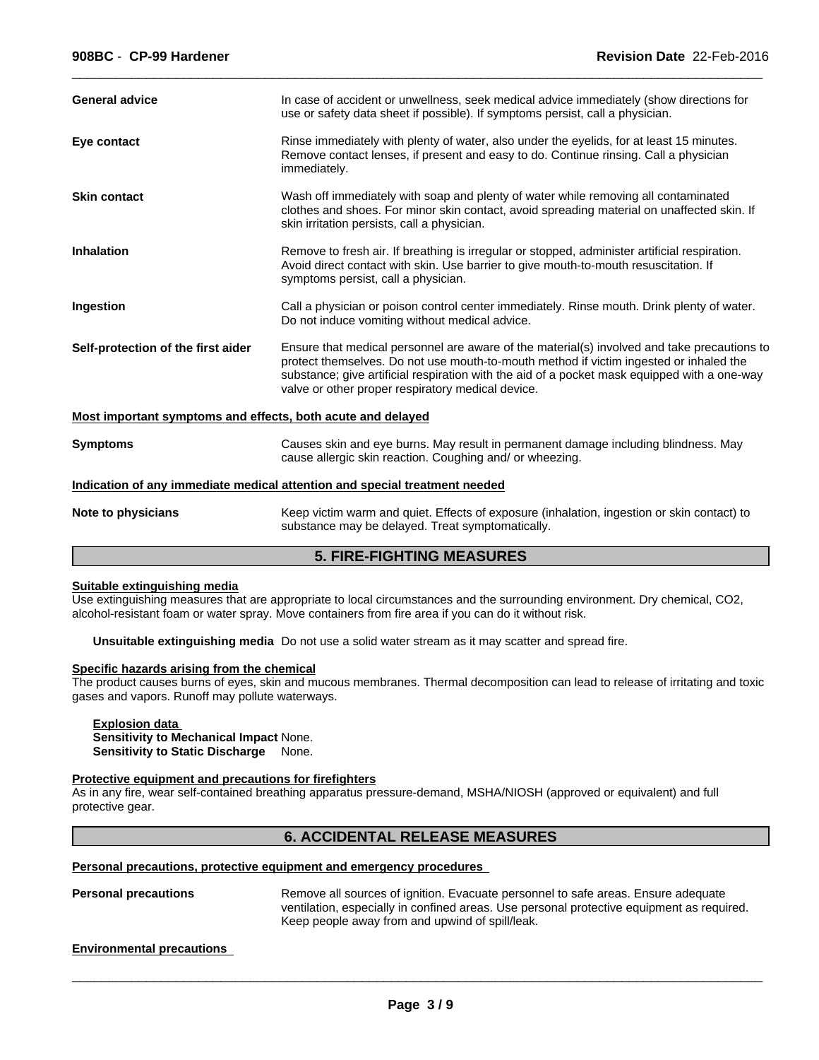**General advice** In case of accident or unwellness, seek medical advice immediately (show directions for use or safety data sheet if possible). If symptoms persist, call a physician.

**Eye contact** Rinse immediately with plenty of water, also under the eyelids, for at least 15 minutes. Remove contact lenses, if present and easy to do. Continue rinsing. Call a physician immediately.

**Skin contact** Wash off immediately with soap and plenty of water while removing all contaminated clothes and shoes. For minor skin contact, avoid spreading material on unaffected skin. If skin irritation persists, call a physician.

**Inhalation** Remove to fresh air. If breathing is irregular or stopped, administer artificial respiration. Avoid direct contact with skin. Use barrier to give mouth-to-mouth resuscitation. If symptoms persist, call a physician.

**Ingestion** Call a physician or poison control center immediately. Rinse mouth. Drink plenty of water. Do not induce vomiting without medical advice.

**Self-protection of the first aider** Ensure that medical personnel are aware of the material(s) involved and take precautions to protect themselves. Do not use mouth-to-mouth method if victim ingested or inhaled the substance; give artificial respiration with the aid of a pocket mask equipped with a one-way valve or other proper respiratory medical device.

**Most important symptoms and effects, both acute and delayed**

**Symptoms** Causes skin and eye burns. May result in permanent damage including blindness. May cause allergic skin reaction. Coughing and/ or wheezing.

**Indication of any immediate medical attention and special treatment needed**

**Note to physicians** Keep victim warm and quiet. Effects of exposure (inhalation, ingestion or skin contact) to substance may be delayed. Treat symptomatically.

## 5. FIRE-FIGHTING MEASURES

**Suitable extinguishing media**

Use extinguishing measures that are appropriate to local circumstances and the surrounding environment. Dry chemical, $CO_2$, alcohol-resistant foam or water spray. Move containers from fire area if you can do it without risk.

**Unsuitable extinguishing media** Do not use a solid water stream as it may scatter and spread fire.

**Specific hazards arising from the chemical**

The product causes burns of eyes, skin and mucous membranes. Thermal decomposition can lead to release of irritating and toxic gases and vapors. Runoff may pollute waterways.

**Explosion data**
**Sensitivity to Mechanical Impact** None.
**Sensitivity to Static Discharge** None.

**Protective equipment and precautions for firefighters**

As in any fire, wear self-contained breathing apparatus pressure-demand, MSHA/NIOSH (approved or equivalent) and full protective gear.

## 6. ACCIDENTAL RELEASE MEASURES

**Personal precautions, protective equipment and emergency procedures**

**Personal precautions** Remove all sources of ignition. Evacuate personnel to safe areas. Ensure adequate ventilation, especially in confined areas. Use personal protective equipment as required. Keep people away from and upwind of spill/leak.

**Environmental precautions**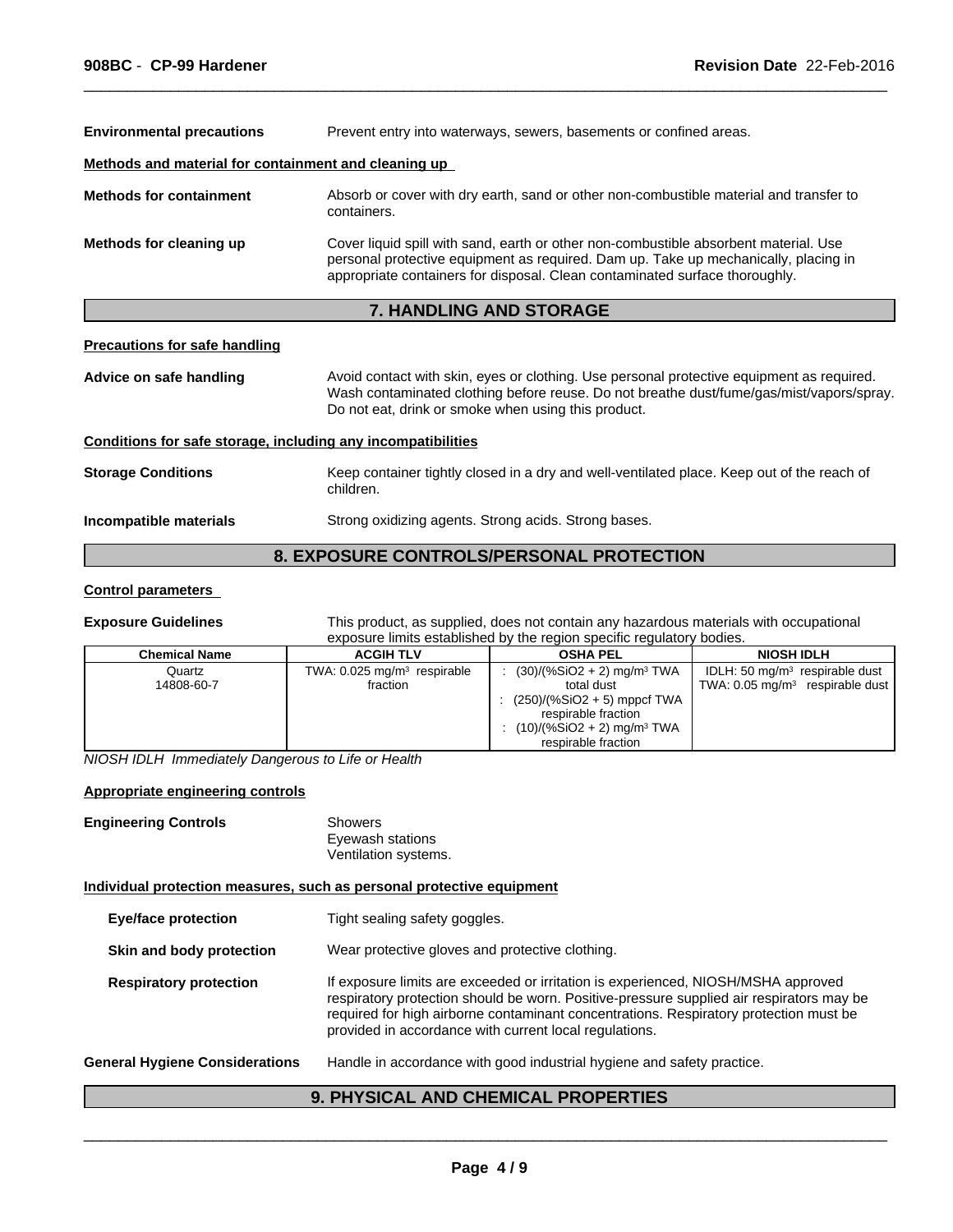**Environmental precautions** Prevent entry into waterways, sewers, basements or confined areas.

**Methods and material for containment and cleaning up**

**Methods for containment** Absorb or cover with dry earth, sand or other non-combustible material and transfer to containers.

**Methods for cleaning up** Cover liquid spill with sand, earth or other non-combustible absorbent material. Use personal protective equipment as required. Dam up. Take up mechanically, placing in appropriate containers for disposal. Clean contaminated surface thoroughly.

## 7. HANDLING AND STORAGE

**Precautions for safe handling**

**Advice on safe handling** Avoid contact with skin, eyes or clothing. Use personal protective equipment as required. Wash contaminated clothing before reuse. Do not breathe dust/fume/gas/mist/vapors/spray. Do not eat, drink or smoke when using this product.

**Conditions for safe storage, including any incompatibilities**

**Storage Conditions** Keep container tightly closed in a dry and well-ventilated place. Keep out of the reach of children.

**Incompatible materials** Strong oxidizing agents. Strong acids. Strong bases.

## 8. EXPOSURE CONTROLS/PERSONAL PROTECTION

**Control parameters**

**Exposure Guidelines** This product, as supplied, does not contain any hazardous materials with occupational exposure limits established by the region specific regulatory bodies.

| Chemical Name | ACGIH TLV | OSHA PEL | NIOSH IDLH |
|---|---|---|---|
| Quartz<br>14808-60-7 | TWA: 0.025 mg/m³ respirable fraction | : (30)/(%SiO2 + 2) mg/m³ TWA total dust<br>: (250)/(%SiO2 + 5) mppcf TWA respirable fraction<br>: (10)/(%SiO2 + 2) mg/m³ TWA respirable fraction | IDLH: 50 mg/m³ respirable dust<br>TWA: 0.05 mg/m³ respirable dust |

*NIOSH IDLH Immediately Dangerous to Life or Health*

**Appropriate engineering controls**

**Engineering Controls** Showers
Eyewash stations
Ventilation systems.

**Individual protection measures, such as personal protective equipment**

**Eye/face protection** Tight sealing safety goggles.

**Skin and body protection** Wear protective gloves and protective clothing.

**Respiratory protection** If exposure limits are exceeded or irritation is experienced, NIOSH/MSHA approved respiratory protection should be worn. Positive-pressure supplied air respirators may be required for high airborne contaminant concentrations. Respiratory protection must be provided in accordance with current local regulations.

**General Hygiene Considerations** Handle in accordance with good industrial hygiene and safety practice.

## 9. PHYSICAL AND CHEMICAL PROPERTIES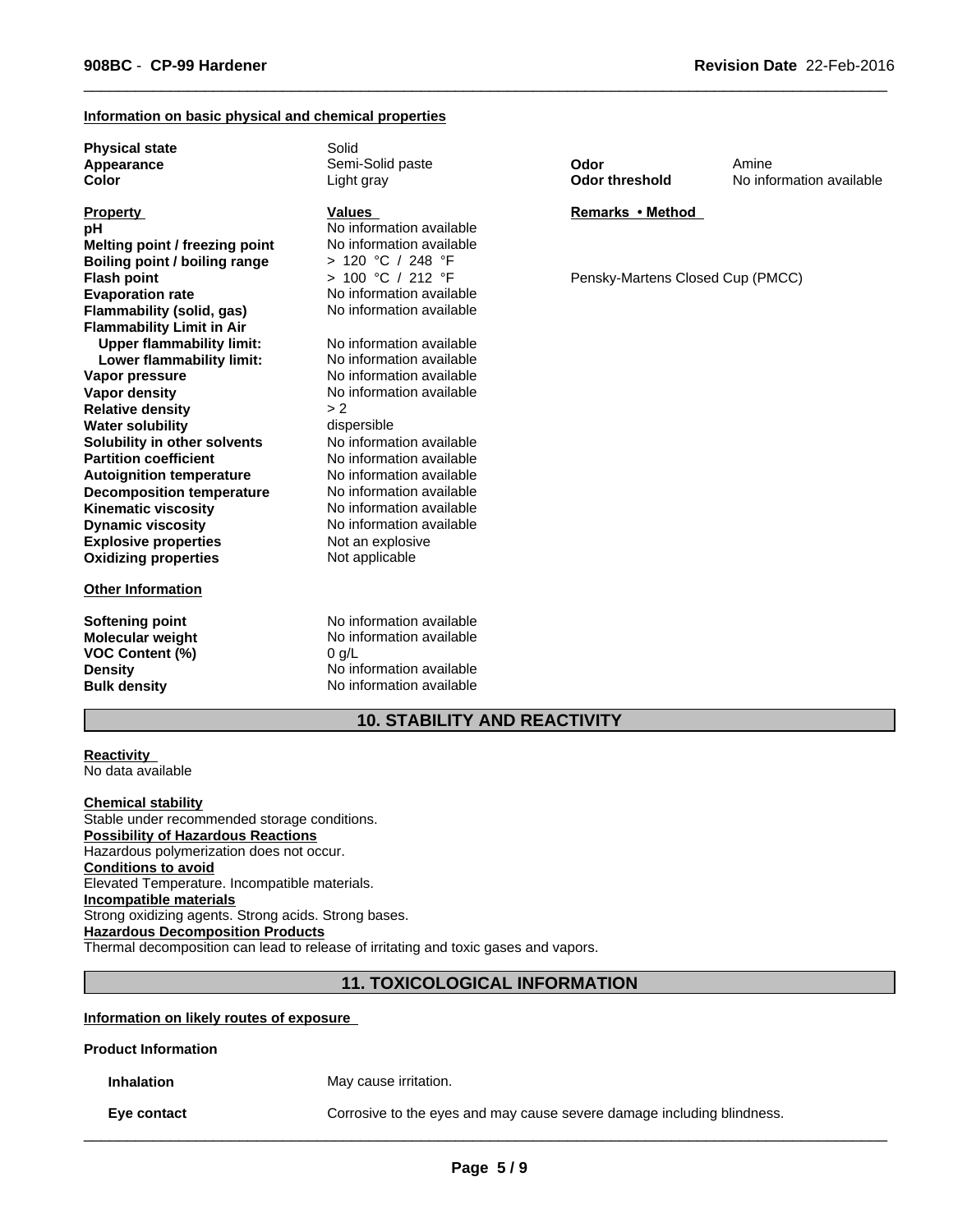#### Information on basic physical and chemical properties

| | | | |
|---|---|---|---|
| **Physical state** | Solid | | |
| **Appearance** | Semi-Solid paste | **Odor** | Amine |
| **Color** | Light gray | **Odor threshold** | No information available |

| **Property** | **Values** | **Remarks • Method** |
|---|---|---|
| **pH** | No information available | |
| **Melting point / freezing point** | No information available | |
| **Boiling point / boiling range** | > 120 °C / 248 °F | |
| **Flash point** | > 100 °C / 212 °F | Pensky-Martens Closed Cup (PMCC) |
| **Evaporation rate** | No information available | |
| **Flammability (solid, gas)** | No information available | |
| **Flammability Limit in Air** | | |
| **Upper flammability limit:** | No information available | |
| **Lower flammability limit:** | No information available | |
| **Vapor pressure** | No information available | |
| **Vapor density** | No information available | |
| **Relative density** | > 2 | |
| **Water solubility** | dispersible | |
| **Solubility in other solvents** | No information available | |
| **Partition coefficient** | No information available | |
| **Autoignition temperature** | No information available | |
| **Decomposition temperature** | No information available | |
| **Kinematic viscosity** | No information available | |
| **Dynamic viscosity** | No information available | |
| **Explosive properties** | Not an explosive | |
| **Oxidizing properties** | Not applicable | |

#### Other Information

| | |
|---|---|
| **Softening point** | No information available |
| **Molecular weight** | No information available |
| **VOC Content (%)** | 0 g/L |
| **Density** | No information available |
| **Bulk density** | No information available |

## 10. STABILITY AND REACTIVITY

**Reactivity**
No data available

**Chemical stability**
Stable under recommended storage conditions.

**Possibility of Hazardous Reactions**
Hazardous polymerization does not occur.

**Conditions to avoid**
Elevated Temperature. Incompatible materials.

**Incompatible materials**
Strong oxidizing agents. Strong acids. Strong bases.

**Hazardous Decomposition Products**
Thermal decomposition can lead to release of irritating and toxic gases and vapors.

## 11. TOXICOLOGICAL INFORMATION

#### Information on likely routes of exposure

**Product Information**

| | |
|---|---|
| **Inhalation** | May cause irritation. |
| **Eye contact** | Corrosive to the eyes and may cause severe damage including blindness. |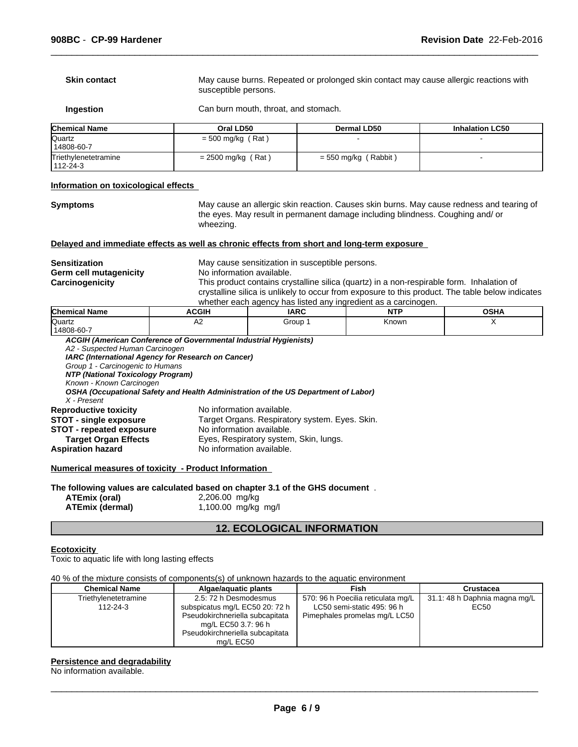**Skin contact** May cause burns. Repeated or prolonged skin contact may cause allergic reactions with susceptible persons.

**Ingestion** Can burn mouth, throat, and stomach.

| Chemical Name | Oral LD50 | Dermal LD50 | Inhalation LC50 |
|---|---|---|---|
| Quartz<br>14808-60-7 | = 500 mg/kg ( Rat ) | - | - |
| Triethylenetetramine<br>112-24-3 | = 2500 mg/kg ( Rat ) | = 550 mg/kg ( Rabbit ) | - |

**Information on toxicological effects**

**Symptoms** May cause an allergic skin reaction. Causes skin burns. May cause redness and tearing of the eyes. May result in permanent damage including blindness. Coughing and/ or wheezing.

**Delayed and immediate effects as well as chronic effects from short and long-term exposure**

**Sensitization** May cause sensitization in susceptible persons.
**Germ cell mutagenicity** No information available.
**Carcinogenicity** This product contains crystalline silica (quartz) in a non-respirable form. Inhalation of crystalline silica is unlikely to occur from exposure to this product. The table below indicates whether each agency has listed any ingredient as a carcinogen.

| Chemical Name | ACGIH | IARC | NTP | OSHA |
|---|---|---|---|---|
| Quartz<br>14808-60-7 | A2 | Group 1 | Known | X |

***ACGIH (American Conference of Governmental Industrial Hygienists)***
*A2 - Suspected Human Carcinogen*
***IARC (International Agency for Research on Cancer)***
*Group 1 - Carcinogenic to Humans*
***NTP (National Toxicology Program)***
*Known - Known Carcinogen*
***OSHA (Occupational Safety and Health Administration of the US Department of Labor)***
*X - Present*

**Reproductive toxicity** No information available.
**STOT - single exposure** Target Organs. Respiratory system. Eyes. Skin.
**STOT - repeated exposure** No information available.
**Target Organ Effects** Eyes, Respiratory system, Skin, lungs.
**Aspiration hazard** No information available.

**Numerical measures of toxicity - Product Information**

**The following values are calculated based on chapter 3.1 of the GHS document** .
**ATEmix (oral)** 2,206.00 mg/kg
**ATEmix (dermal)** 1,100.00 mg/kg mg/l

## 12. ECOLOGICAL INFORMATION

**Ecotoxicity**
Toxic to aquatic life with long lasting effects

40 % of the mixture consists of components(s) of unknown hazards to the aquatic environment

| Chemical Name | Algae/aquatic plants | Fish | Crustacea |
|---|---|---|---|
| Triethylenetetramine<br>112-24-3 | 2.5: 72 h Desmodesmus subspicatus mg/L EC50 20: 72 h Pseudokirchneriella subcapitata mg/L EC50 3.7: 96 h Pseudokirchneriella subcapitata mg/L EC50 | 570: 96 h Poecilia reticulata mg/L LC50 semi-static 495: 96 h Pimephales promelas mg/L LC50 | 31.1: 48 h Daphnia magna mg/L EC50 |

**Persistence and degradability**
No information available.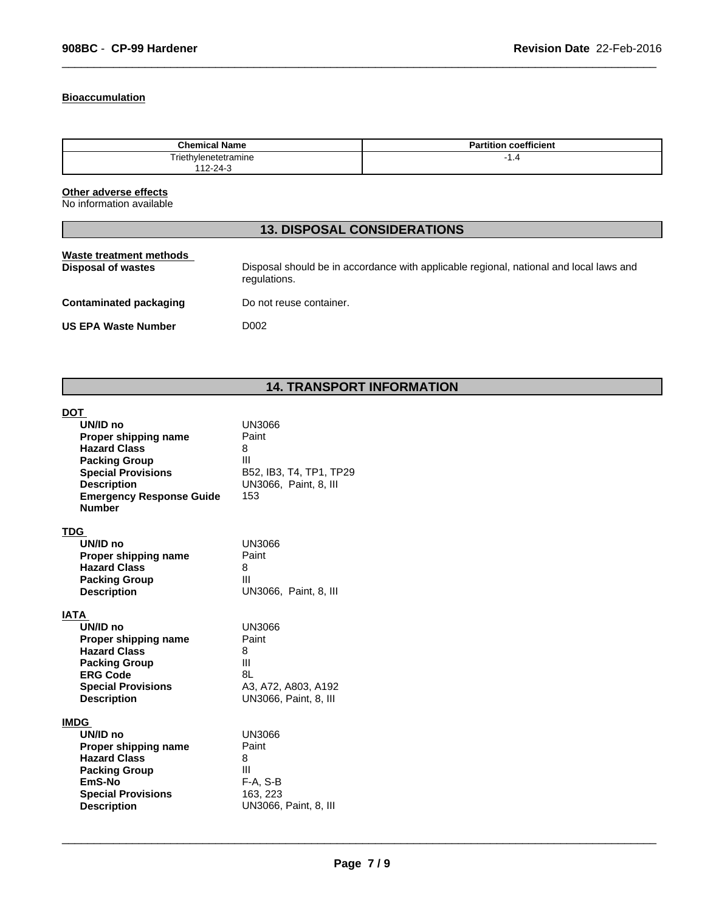### Bioaccumulation

| Chemical Name | Partition coefficient |
|---|---|
| Triethylenetetramine 112-24-3 | -1.4 |

### Other adverse effects

No information available

## 13. DISPOSAL CONSIDERATIONS

### Waste treatment methods

**Disposal of wastes** Disposal should be in accordance with applicable regional, national and local laws and regulations.

**Contaminated packaging** Do not reuse container.

**US EPA Waste Number** D002

## 14. TRANSPORT INFORMATION

### DOT

**UN/ID no** UN3066
**Proper shipping name** Paint
**Hazard Class** 8
**Packing Group** III
**Special Provisions** B52, IB3, T4, TP1, TP29
**Description** UN3066, Paint, 8, III
**Emergency Response Guide Number** 153

### TDG

**UN/ID no** UN3066
**Proper shipping name** Paint
**Hazard Class** 8
**Packing Group** III
**Description** UN3066, Paint, 8, III

### IATA

**UN/ID no** UN3066
**Proper shipping name** Paint
**Hazard Class** 8
**Packing Group** III
**ERG Code** 8L
**Special Provisions** A3, A72, A803, A192
**Description** UN3066, Paint, 8, III

### IMDG

**UN/ID no** UN3066
**Proper shipping name** Paint
**Hazard Class** 8
**Packing Group** III
**EmS-No** F-A, S-B
**Special Provisions** 163, 223
**Description** UN3066, Paint, 8, III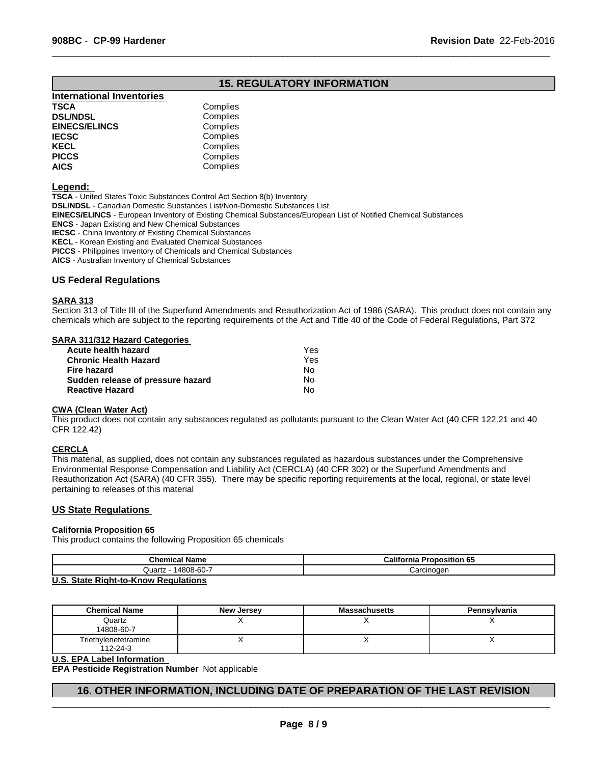## 15. REGULATORY INFORMATION

**International Inventories**

| | |
|---|---|
| **TSCA** | Complies |
| **DSL/NDSL** | Complies |
| **EINECS/ELINCS** | Complies |
| **IECSC** | Complies |
| **KECL** | Complies |
| **PICCS** | Complies |
| **AICS** | Complies |

**Legend:**

**TSCA** - United States Toxic Substances Control Act Section 8(b) Inventory
**DSL/NDSL** - Canadian Domestic Substances List/Non-Domestic Substances List
**EINECS/ELINCS** - European Inventory of Existing Chemical Substances/European List of Notified Chemical Substances
**ENCS** - Japan Existing and New Chemical Substances
**IECSC** - China Inventory of Existing Chemical Substances
**KECL** - Korean Existing and Evaluated Chemical Substances
**PICCS** - Philippines Inventory of Chemicals and Chemical Substances
**AICS** - Australian Inventory of Chemical Substances

### US Federal Regulations

**SARA 313**

Section 313 of Title III of the Superfund Amendments and Reauthorization Act of 1986 (SARA). This product does not contain any chemicals which are subject to the reporting requirements of the Act and Title 40 of the Code of Federal Regulations, Part 372

**SARA 311/312 Hazard Categories**

| | |
|---|---|
| **Acute health hazard** | Yes |
| **Chronic Health Hazard** | Yes |
| **Fire hazard** | No |
| **Sudden release of pressure hazard** | No |
| **Reactive Hazard** | No |

**CWA (Clean Water Act)**

This product does not contain any substances regulated as pollutants pursuant to the Clean Water Act (40 CFR 122.21 and 40 CFR 122.42)

**CERCLA**

This material, as supplied, does not contain any substances regulated as hazardous substances under the Comprehensive Environmental Response Compensation and Liability Act (CERCLA) (40 CFR 302) or the Superfund Amendments and Reauthorization Act (SARA) (40 CFR 355). There may be specific reporting requirements at the local, regional, or state level pertaining to releases of this material

### US State Regulations

**California Proposition 65**

This product contains the following Proposition 65 chemicals

| Chemical Name | California Proposition 65 |
|---|---|
| Quartz - 14808-60-7 | Carcinogen |

**U.S. State Right-to-Know Regulations**

| Chemical Name | New Jersey | Massachusetts | Pennsylvania |
|---|---|---|---|
| Quartz<br>14808-60-7 | X | X | X |
| Triethylenetetramine<br>112-24-3 | X | X | X |

**U.S. EPA Label Information**

**EPA Pesticide Registration Number** Not applicable

## 16. OTHER INFORMATION, INCLUDING DATE OF PREPARATION OF THE LAST REVISION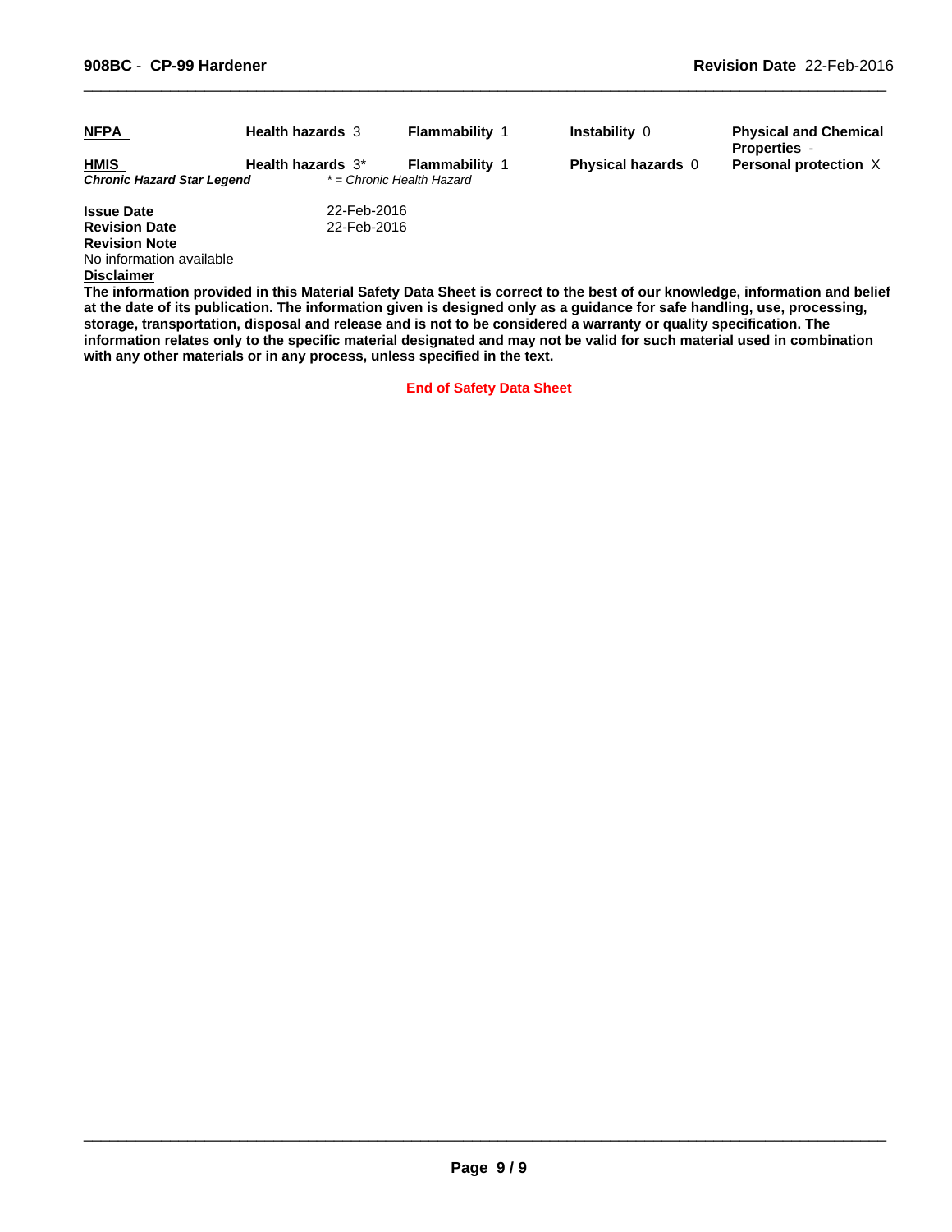| | | | | |
|---|---|---|---|---|
| **NFPA** | **Health hazards** 3 | **Flammability** 1 | **Instability** 0 | **Physical and Chemical Properties** - |
| **HMIS** | **Health hazards** 3* | **Flammability** 1 | **Physical hazards** 0 | **Personal protection** X |
| ***Chronic Hazard Star Legend*** | *\* = Chronic Health Hazard* | | | |

**Issue Date** 22-Feb-2016

**Revision Date** 22-Feb-2016

**Revision Note**

No information available

**Disclaimer**

**The information provided in this Material Safety Data Sheet is correct to the best of our knowledge, information and belief at the date of its publication. The information given is designed only as a guidance for safe handling, use, processing, storage, transportation, disposal and release and is not to be considered a warranty or quality specification. The information relates only to the specific material designated and may not be valid for such material used in combination with any other materials or in any process, unless specified in the text.**

**End of Safety Data Sheet**